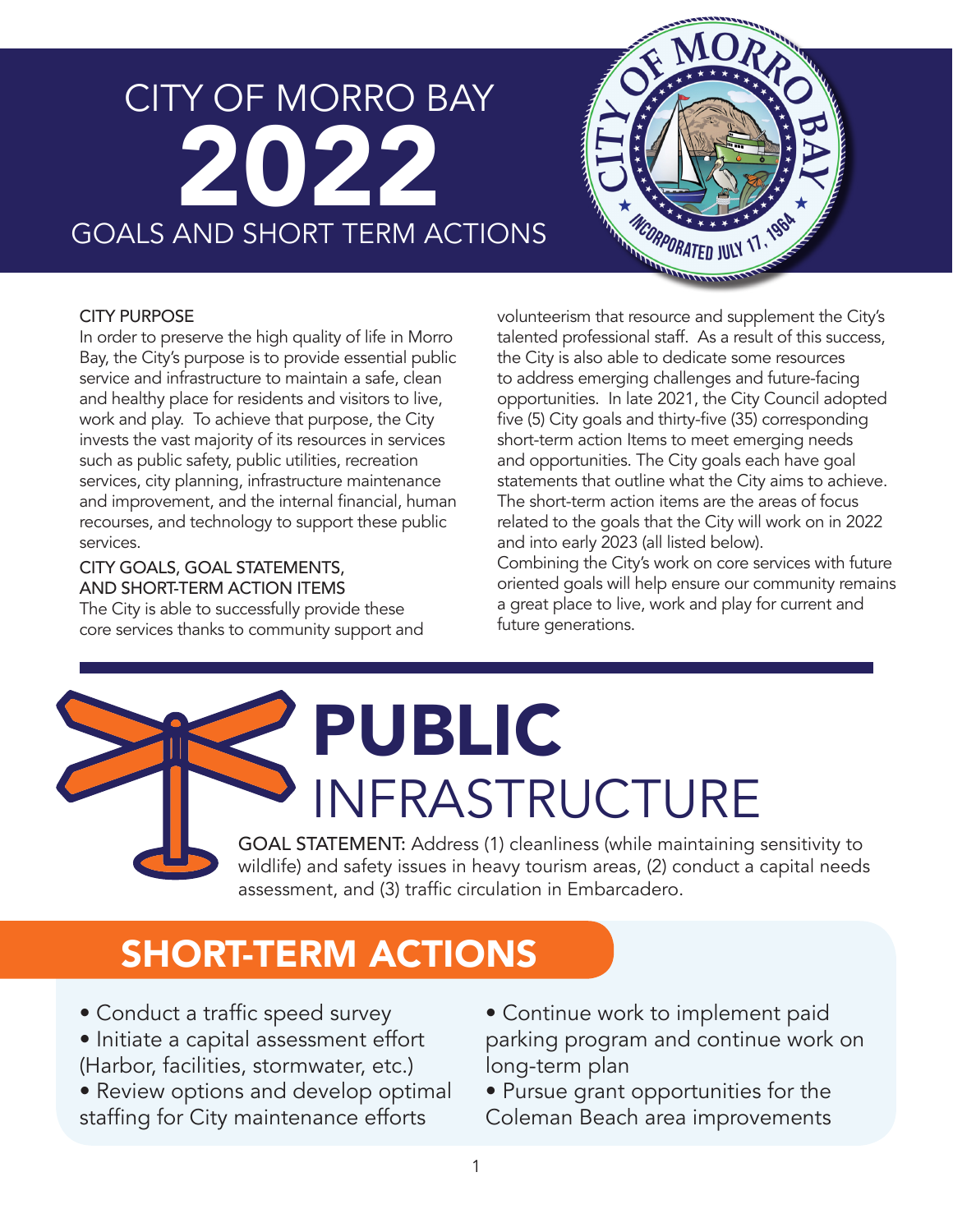# CITY OF MORRO BAY 2022 GOALS AND SHORT TERM ACTIONS

## CITY PURPOSE

In order to preserve the high quality of life in Morro Bay, the City's purpose is to provide essential public service and infrastructure to maintain a safe, clean and healthy place for residents and visitors to live, work and play. To achieve that purpose, the City invests the vast majority of its resources in services such as public safety, public utilities, recreation services, city planning, infrastructure maintenance and improvement, and the internal financial, human recourses, and technology to support these public services.

## CITY GOALS, GOAL STATEMENTS, AND SHORT-TERM ACTION ITEMS

The City is able to successfully provide these core services thanks to community support and volunteerism that resource and supplement the City's talented professional staff. As a result of this success, the City is also able to dedicate some resources to address emerging challenges and future-facing opportunities. In late 2021, the City Council adopted five (5) City goals and thirty-five (35) corresponding short-term action Items to meet emerging needs and opportunities. The City goals each have goal statements that outline what the City aims to achieve. The short-term action items are the areas of focus related to the goals that the City will work on in 2022 and into early 2023 (all listed below).

Combining the City's work on core services with future oriented goals will help ensure our community remains a great place to live, work and play for current and future generations.

# PUBLIC INFRASTRUCTURE

GOAL STATEMENT: Address (1) cleanliness (while maintaining sensitivity to wildlife) and safety issues in heavy tourism areas, (2) conduct a capital needs assessment, and (3) traffic circulation in Embarcadero.

## SHORT-TERM ACTIONS

- Conduct a traffic speed survey
- Initiate a capital assessment effort (Harbor, facilities, stormwater, etc.)
- Review options and develop optimal staffing for City maintenance efforts
- Continue work to implement paid parking program and continue work on long-term plan
- Pursue grant opportunities for the Coleman Beach area improvements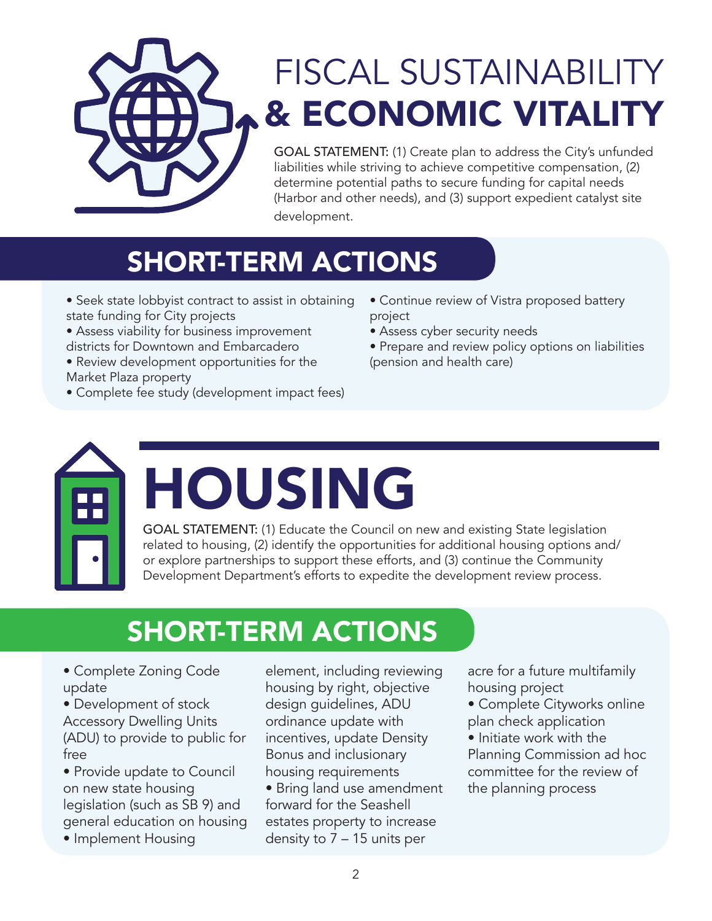# FISCAL SUSTAINABILITY & ECONOMIC VITALITY

GOAL STATEMENT: (1) Create plan to address the City's unfunded liabilities while striving to achieve competitive compensation, (2) determine potential paths to secure funding for capital needs (Harbor and other needs), and (3) support expedient catalyst site development.

## SHORT-TERM ACTIONS

- Seek state lobbyist contract to assist in obtaining state funding for City projects
- Assess viability for business improvement districts for Downtown and Embarcadero
- Review development opportunities for the Market Plaza property
- Complete fee study (development impact fees)
- Continue review of Vistra proposed battery project
- Assess cyber security needs
- Prepare and review policy options on liabilities (pension and health care)

# HOUSING

GOAL STATEMENT: (1) Educate the Council on new and existing State legislation related to housing, (2) identify the opportunities for additional housing options and/or explore partnerships to support these efforts, and (3) continue the Community Development Department's efforts to expedite the development review process.

## SHORT-TERM ACTIONS

- Complete Zoning Code update
- Development of stock Accessory Dwelling Units (ADU) to provide to public for free
- Provide update to Council on new state housing legislation (such as SB 9) and general education on housing
- Implement Housing element, including reviewing housing by right, objective design guidelines, ADU ordinance update with incentives, update Density Bonus and inclusionary housing requirements
- Bring land use amendment forward for the Seashell estates property to increase density to 7 – 15 units per acre for a future multifamily housing project
- Complete Cityworks online plan check application
- Initiate work with the Planning Commission ad hoc committee for the review of the planning process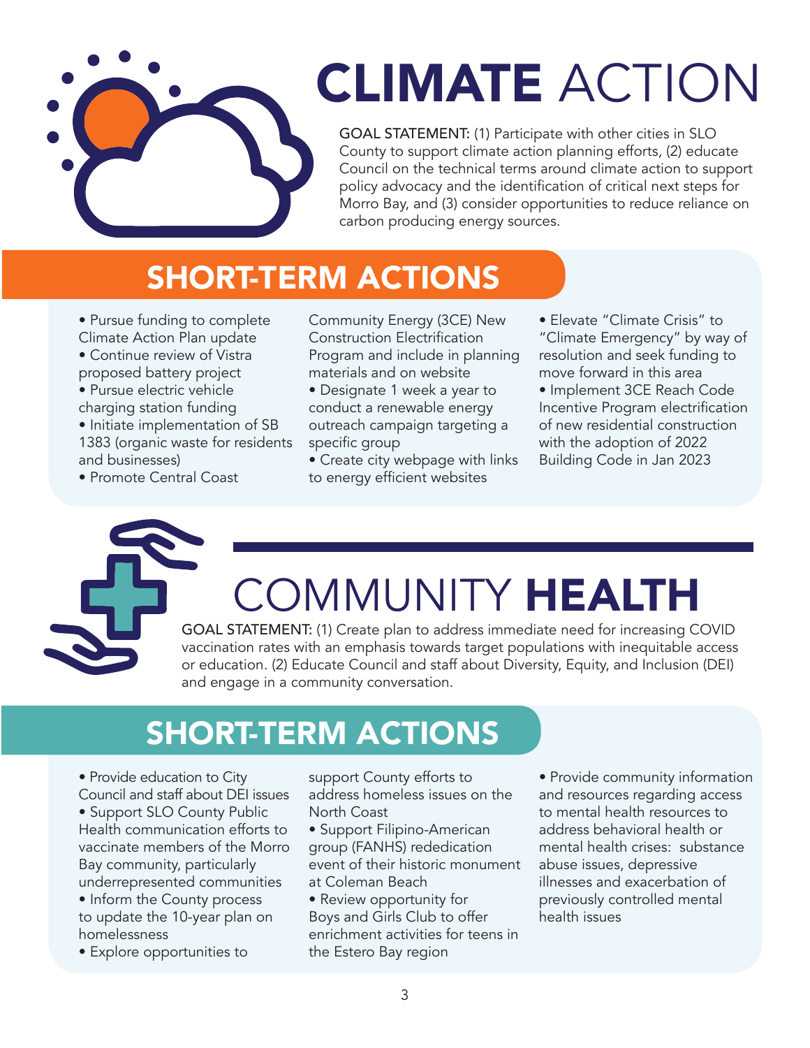# **CLIMATE** ACTION

GOAL STATEMENT: (1) Participate with other cities in SLO County to support climate action planning efforts, (2) educate Council on the technical terms around climate action to support policy advocacy and the identification of critical next steps for Morro Bay, and (3) consider opportunities to reduce reliance on carbon producing energy sources.

## SHORT-TERM ACTIONS

- Pursue funding to complete Climate Action Plan update
- Continue review of Vistra proposed battery project
- Pursue electric vehicle charging station funding
- Initiate implementation of SB 1383 (organic waste for residents and businesses)
- Promote Central Coast Community Energy (3CE) New Construction Electrification Program and include in planning materials and on website
- Designate 1 week a year to conduct a renewable energy outreach campaign targeting a specific group
- Create city webpage with links to energy efficient websites
- Elevate "Climate Crisis" to "Climate Emergency" by way of resolution and seek funding to move forward in this area
- Implement 3CE Reach Code Incentive Program electrification of new residential construction with the adoption of 2022 Building Code in Jan 2023

# COMMUNITY **HEALTH**

GOAL STATEMENT: (1) Create plan to address immediate need for increasing COVID vaccination rates with an emphasis towards target populations with inequitable access or education. (2) Educate Council and staff about Diversity, Equity, and Inclusion (DEI) and engage in a community conversation.

## SHORT-TERM ACTIONS

- Provide education to City Council and staff about DEI issues
- Support SLO County Public Health communication efforts to vaccinate members of the Morro Bay community, particularly underrepresented communities
- Inform the County process to update the 10-year plan on homelessness
- Explore opportunities to support County efforts to address homeless issues on the North Coast
- Support Filipino-American group (FANHS) rededication event of their historic monument at Coleman Beach
- Review opportunity for Boys and Girls Club to offer enrichment activities for teens in the Estero Bay region
- Provide community information and resources regarding access to mental health resources to address behavioral health or mental health crises: substance abuse issues, depressive illnesses and exacerbation of previously controlled mental health issues